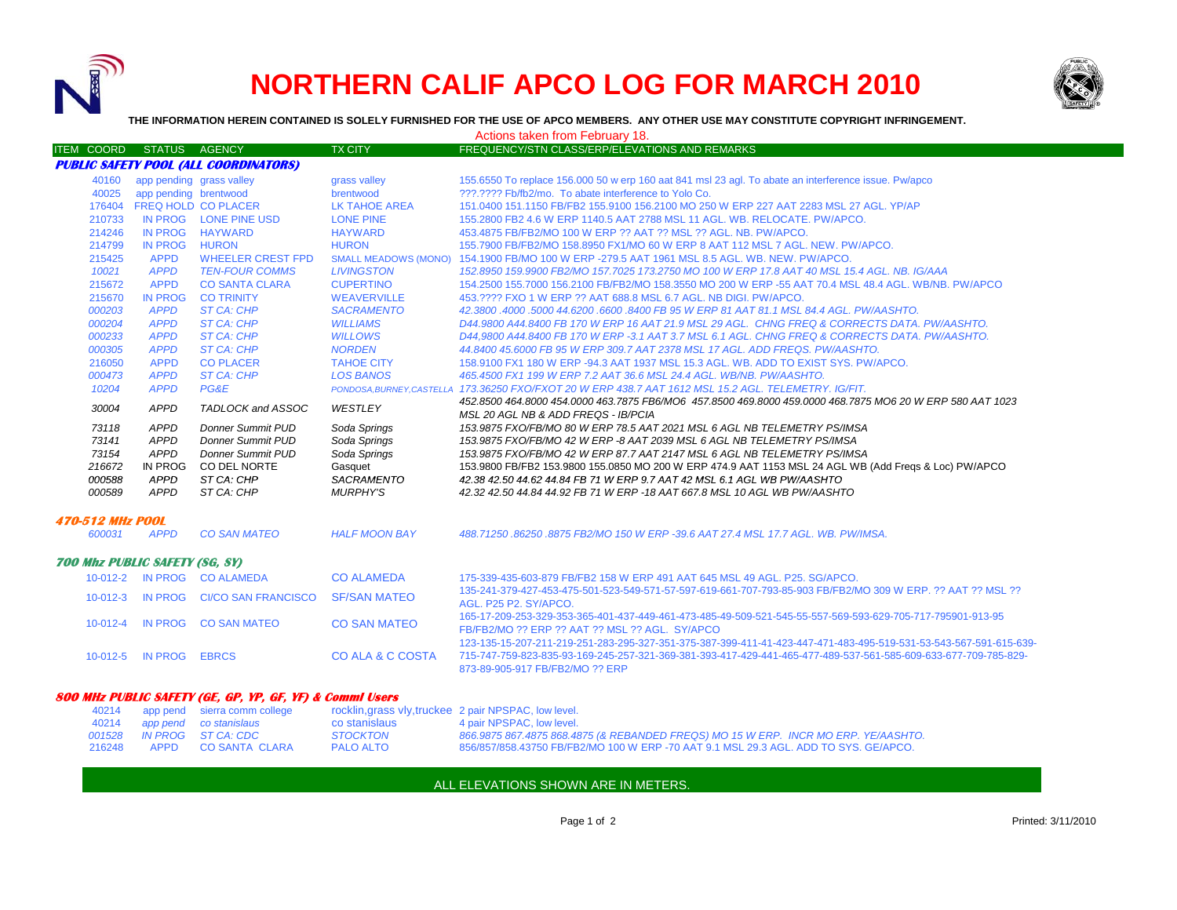# NORTHERN CALIF APCO LOG FOR MARCH 2010

**THE INFORMATION HEREIN CONTAINED IS SOLELY FURNISHED FOR THE USE OF APCO MEMBERS. ANY OTHER USE MAY CONSTITUTE COPYRIGHT INFRINGEMENT.**

Actions taken from February 18.

| ITEM COORD | STATUS | AGENCY | TX CITY | FREQUENCY/STN CLASS/ERP/ELEVATIONS AND REMARKS |
|---|---|---|---|---|
| ***PUBLIC SAFETY POOL (ALL COORDINATORS)*** | | | | |
| 40160 | app pending | grass valley | grass valley | 155.6550 To replace 156.000 50 w erp 160 aat 841 msl 23 agl. To abate an interference issue. Pw/apco |
| 40025 | app pending | brentwood | brentwood | ???.???? Fb/fb2/mo. To abate interference to Yolo Co. |
| 176404 | FREQ HOLD | CO PLACER | LK TAHOE AREA | 151.0400 151.1150 FB/FB2 155.9100 156.2100 MO 250 W ERP 227 AAT 2283 MSL 27 AGL. YP/AP |
| 210733 | IN PROG | LONE PINE USD | LONE PINE | 155.2800 FB2 4.6 W ERP 1140.5 AAT 2788 MSL 11 AGL. WB. RELOCATE. PW/APCO. |
| 214246 | IN PROG | HAYWARD | HAYWARD | 453.4875 FB/FB2/MO 100 W ERP ?? AAT ?? MSL ?? AGL. NB. PW/APCO. |
| 214799 | IN PROG | HURON | HURON | 155.7900 FB/FB2/MO 158.8950 FX1/MO 60 W ERP 8 AAT 112 MSL 7 AGL. NEW. PW/APCO. |
| 215425 | APPD | WHEELER CREST FPD | SMALL MEADOWS (MONO) | 154.1900 FB/MO 100 W ERP -279.5 AAT 1961 MSL 8.5 AGL. WB. NEW. PW/APCO. |
| *10021* | *APPD* | *TEN-FOUR COMMS* | *LIVINGSTON* | *152.8950 159.9900 FB2/MO 157.7025 173.2750 MO 100 W ERP 17.8 AAT 40 MSL 15.4 AGL. NB. IG/AAA* |
| 215672 | APPD | CO SANTA CLARA | CUPERTINO | 154.2500 155.7000 156.2100 FB/FB2/MO 158.3550 MO 200 W ERP -55 AAT 70.4 MSL 48.4 AGL. WB/NB. PW/APCO |
| 215670 | IN PROG | CO TRINITY | WEAVERVILLE | 453.???? FXO 1 W ERP ?? AAT 688.8 MSL 6.7 AGL. NB DIGI. PW/APCO. |
| *000203* | *APPD* | *ST CA: CHP* | *SACRAMENTO* | *42.3800 .4000 .5000 44.6200 .6600 .8400 FB 95 W ERP 81 AAT 81.1 MSL 84.4 AGL. PW/AASHTO.* |
| *000204* | *APPD* | *ST CA: CHP* | *WILLIAMS* | *D44.9800 A44.8400 FB 170 W ERP 16 AAT 21.9 MSL 29 AGL. CHNG FREQ & CORRECTS DATA. PW/AASHTO.* |
| *000233* | *APPD* | *ST CA: CHP* | *WILLOWS* | *D44.9800 A44.8400 FB 170 W ERP -3.1 AAT 3.7 MSL 6.1 AGL. CHNG FREQ & CORRECTS DATA. PW/AASHTO.* |
| *000305* | *APPD* | *ST CA: CHP* | *NORDEN* | *44.8400 45.6000 FB 95 W ERP 309.7 AAT 2378 MSL 17 AGL. ADD FREQS. PW/AASHTO.* |
| 216050 | APPD | CO PLACER | TAHOE CITY | 158.9100 FX1 180 W ERP -94.3 AAT 1937 MSL 15.3 AGL. WB. ADD TO EXIST SYS. PW/APCO. |
| *000473* | *APPD* | *ST CA: CHP* | *LOS BANOS* | *465.4500 FX1 199 W ERP 7.2 AAT 36.6 MSL 24.4 AGL. WB/NB. PW/AASHTO.* |
| *10204* | *APPD* | *PG&E* | *PONDOSA,BURNEY,CASTELLA* | *173.36250 FXO/FXOT 20 W ERP 438.7 AAT 1612 MSL 15.2 AGL. TELEMETRY. IG/FIT.* |
| *30004* | *APPD* | *TADLOCK and ASSOC* | *WESTLEY* | *452.8500 464.8000 454.0000 463.7875 FB6/MO6 457.8500 469.8000 459.0000 468.7875 MO6 20 W ERP 580 AAT 1023 MSL 20 AGL NB & ADD FREQS - IB/PCIA* |
| *73118* | *APPD* | *Donner Summit PUD* | *Soda Springs* | *153.9875 FXO/FB/MO 80 W ERP 78.5 AAT 2021 MSL 6 AGL NB TELEMETRY PS/IMSA* |
| *73141* | *APPD* | *Donner Summit PUD* | *Soda Springs* | *153.9875 FXO/FB/MO 42 W ERP -8 AAT 2039 MSL 6 AGL NB TELEMETRY PS/IMSA* |
| *73154* | *APPD* | *Donner Summit PUD* | *Soda Springs* | *153.9875 FXO/FB/MO 42 W ERP 87.7 AAT 2147 MSL 6 AGL NB TELEMETRY PS/IMSA* |
| *216672* | IN PROG | CO DEL NORTE | Gasquet | 153.9800 FB/FB2 153.9800 155.0850 MO 200 W ERP 474.9 AAT 1153 MSL 24 AGL WB (Add Freqs & Loc) PW/APCO |
| *000588* | *APPD* | *ST CA: CHP* | *SACRAMENTO* | *42.38 42.50 44.62 44.84 FB 71 W ERP 9.7 AAT 42 MSL 6.1 AGL WB PW/AASHTO* |
| *000589* | *APPD* | *ST CA: CHP* | *MURPHY'S* | *42.32 42.50 44.84 44.92 FB 71 W ERP -18 AAT 667.8 MSL 10 AGL WB PW/AASHTO* |
| ***470-512 MHz POOL*** | | | | |
| *600031* | *APPD* | *CO SAN MATEO* | *HALF MOON BAY* | *488.71250 .86250 .8875 FB2/MO 150 W ERP -39.6 AAT 27.4 MSL 17.7 AGL. WB. PW/IMSA.* |
| ***700 Mhz PUBLIC SAFETY (SG, SY)*** | | | | |
| 10-012-2 | IN PROG | CO ALAMEDA | CO ALAMEDA | 175-339-435-603-879 FB/FB2 158 W ERP 491 AAT 645 MSL 49 AGL. P25. SG/APCO. |
| 10-012-3 | IN PROG | CI/CO SAN FRANCISCO | SF/SAN MATEO | 135-241-379-427-453-475-501-523-549-571-57-597-619-661-707-793-85-903 FB/FB2/MO 309 W ERP. ?? AAT ?? MSL ?? AGL. P25 P2. SY/APCO. |
| 10-012-4 | IN PROG | CO SAN MATEO | CO SAN MATEO | 165-17-209-253-329-353-365-401-437-449-461-473-485-49-509-521-545-55-557-569-593-629-705-717-795801-913-95 FB/FB2/MO ?? ERP ?? AAT ?? MSL ?? AGL. SY/APCO |
| 10-012-5 | IN PROG | EBRCS | CO ALA & C COSTA | 123-135-15-207-211-219-251-283-295-327-351-375-387-399-411-41-423-447-471-483-495-519-531-53-543-567-591-615-639-715-747-759-823-835-93-169-245-257-321-369-381-393-417-429-441-465-477-489-537-561-585-609-633-677-709-785-829-873-89-905-917 FB/FB2/MO ?? ERP |
| ***800 MHz PUBLIC SAFETY (GE, GP, YP, GF, YF) & Comml Users*** | | | | |
| 40214 | app pend | sierra comm college | rocklin,grass vly,truckee | 2 pair NPSPAC, low level. |
| 40214 | *app pend* | *co stanislaus* | co stanislaus | 4 pair NPSPAC, low level. |
| *001528* | *IN PROG* | *ST CA: CDC* | *STOCKTON* | *866.9875 867.4875 868.4875 (& REBANDED FREQS) MO 15 W ERP. INCR MO ERP. YE/AASHTO.* |
| 216248 | APPD | CO SANTA CLARA | PALO ALTO | 856/857/858.43750 FB/FB2/MO 100 W ERP -70 AAT 9.1 MSL 29.3 AGL. ADD TO SYS. GE/APCO. |

ALL ELEVATIONS SHOWN ARE IN METERS.

Printed: 3/11/2010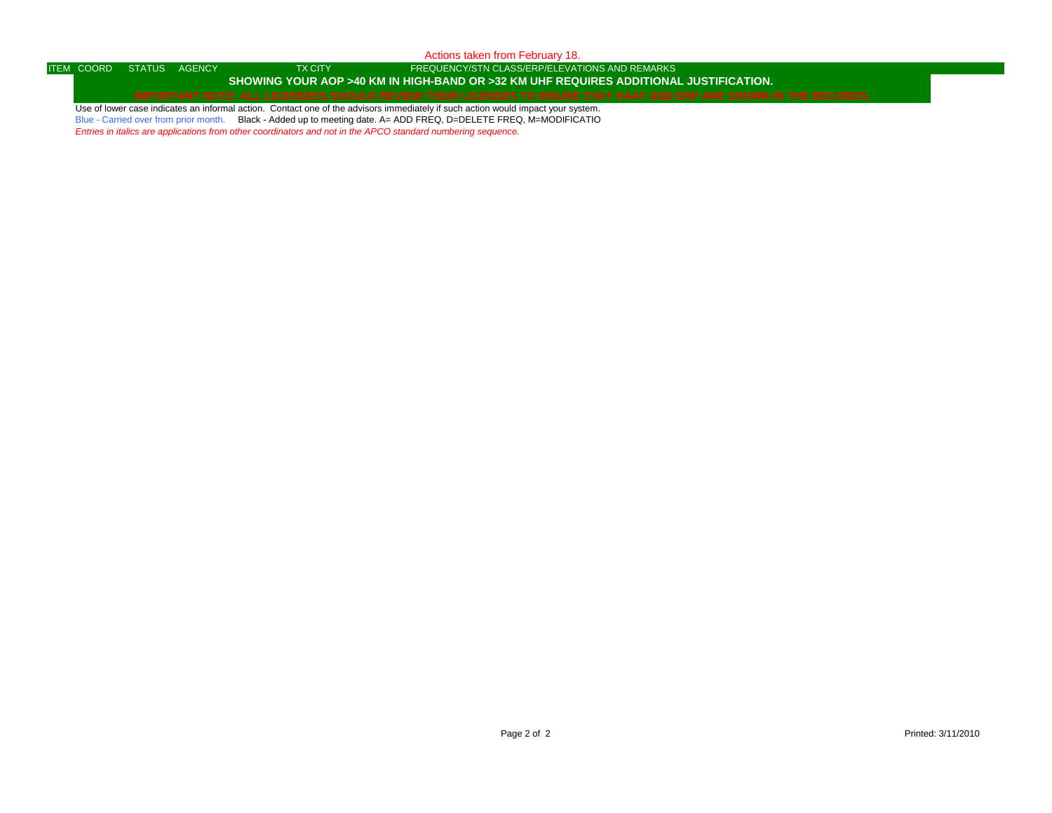Actions taken from February 18.

| ITEM | COORD | STATUS | AGENCY | TX CITY | FREQUENCY/STN CLASS/ERP/ELEVATIONS AND REMARKS |
|---|---|---|---|---|---|

**SHOWING YOUR AOP >40 KM IN HIGH-BAND OR >32 KM UHF REQUIRES ADDITIONAL JUSTIFICATION.**

**IMPORTANT NOTE: ALL LICENSEES SHOULD REVIEW THEIR LICENSES TO INSURE THAT HAAT AND ERP ARE SHOWN IN THE RECORDS.**

Use of lower case indicates an informal action. Contact one of the advisors immediately if such action would impact your system.

Blue - Carried over from prior month. Black - Added up to meeting date. A= ADD FREQ, D=DELETE FREQ, M=MODIFICATIO

*Entries in italics are applications from other coordinators and not in the APCO standard numbering sequence.*

Printed: 3/11/2010